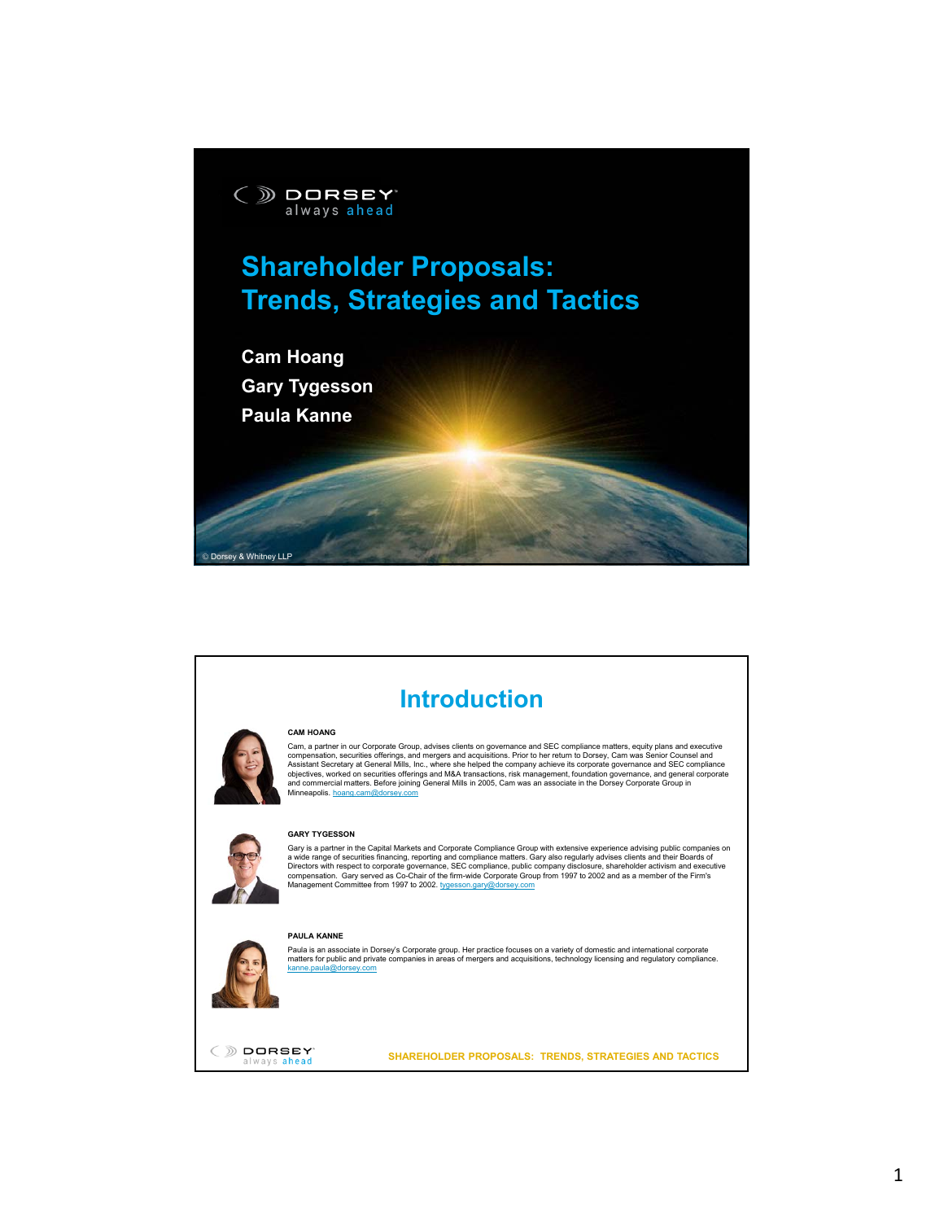# Shareholder Proposals: Trends, Strategies and Tactics

**Cam Hoang**

**Gary Tygesson**

**Paula Kanne**

© Dorsey & Whitney LLP

## Introduction

**CAM HOANG**

Cam, a partner in our Corporate Group, advises clients on governance and SEC compliance matters, equity plans and executive compensation, securities offerings, and mergers and acquisitions. Prior to her return to Dorsey, Cam was Senior Counsel and Assistant Secretary at General Mills, Inc., where she helped the company achieve its corporate governance and SEC compliance objectives, worked on securities offerings and M&A transactions, risk management, foundation governance, and general corporate and commercial matters. Before joining General Mills in 2005, Cam was an associate in the Dorsey Corporate Group in Minneapolis. hoang.cam@dorsey.com

**GARY TYGESSON**

Gary is a partner in the Capital Markets and Corporate Compliance Group with extensive experience advising public companies on a wide range of securities financing, reporting and compliance matters. Gary also regularly advises clients and their Boards of Directors with respect to corporate governance, SEC compliance, public company disclosure, shareholder activism and executive compensation. Gary served as Co-Chair of the firm-wide Corporate Group from 1997 to 2002 and as a member of the Firm's Management Committee from 1997 to 2002. tygesson.gary@dorsey.com

**PAULA KANNE**

Paula is an associate in Dorsey's Corporate group. Her practice focuses on a variety of domestic and international corporate matters for public and private companies in areas of mergers and acquisitions, technology licensing and regulatory compliance. kanne.paula@dorsey.com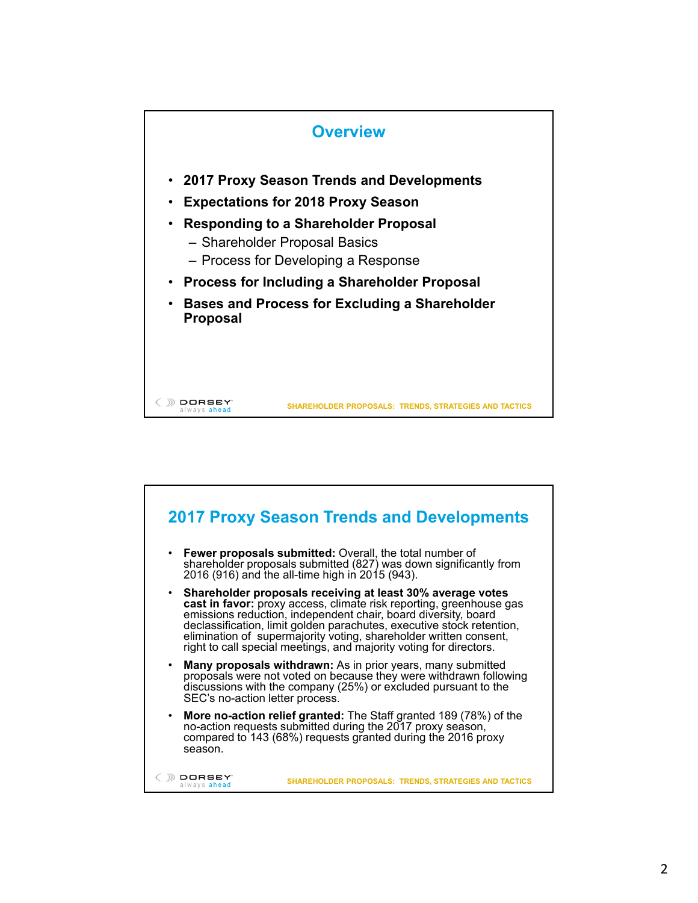## Overview

- **2017 Proxy Season Trends and Developments**
- **Expectations for 2018 Proxy Season**
- **Responding to a Shareholder Proposal**
  - Shareholder Proposal Basics
  - Process for Developing a Response
- **Process for Including a Shareholder Proposal**
- **Bases and Process for Excluding a Shareholder Proposal**

## 2017 Proxy Season Trends and Developments

- **Fewer proposals submitted:** Overall, the total number of shareholder proposals submitted (827) was down significantly from 2016 (916) and the all-time high in 2015 (943).
- **Shareholder proposals receiving at least 30% average votes cast in favor:** proxy access, climate risk reporting, greenhouse gas emissions reduction, independent chair, board diversity, board declassification, limit golden parachutes, executive stock retention, elimination of supermajority voting, shareholder written consent, right to call special meetings, and majority voting for directors.
- **Many proposals withdrawn:** As in prior years, many submitted proposals were not voted on because they were withdrawn following discussions with the company (25%) or excluded pursuant to the SEC's no-action letter process.
- **More no-action relief granted:** The Staff granted 189 (78%) of the no-action requests submitted during the 2017 proxy season, compared to 143 (68%) requests granted during the 2016 proxy season.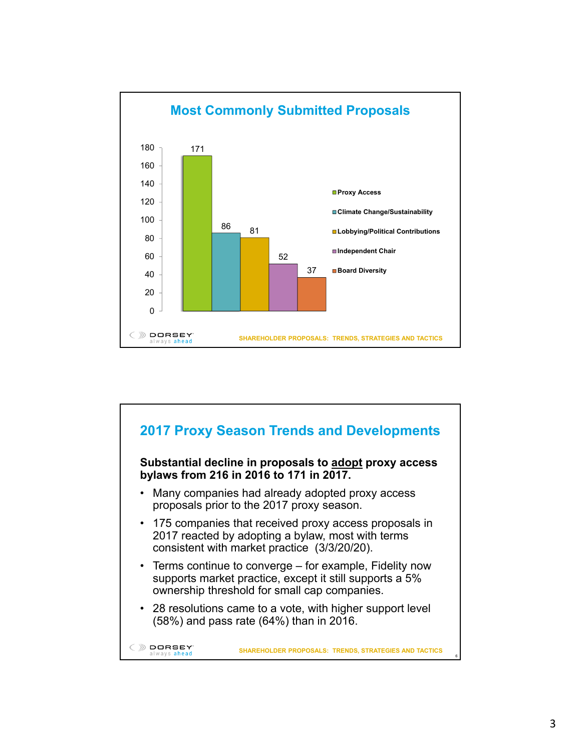## Most Commonly Submitted Proposals

| Proposal | Count |
|---|---|
| Proxy Access | 171 |
| Climate Change/Sustainability | 86 |
| Lobbying/Political Contributions | 81 |
| Independent Chair | 52 |
| Board Diversity | 37 |

## 2017 Proxy Season Trends and Developments

**Substantial decline in proposals to adopt proxy access bylaws from 216 in 2016 to 171 in 2017.**

- Many companies had already adopted proxy access proposals prior to the 2017 proxy season.
- 175 companies that received proxy access proposals in 2017 reacted by adopting a bylaw, most with terms consistent with market practice (3/3/20/20).
- Terms continue to converge – for example, Fidelity now supports market practice, except it still supports a 5% ownership threshold for small cap companies.
- 28 resolutions came to a vote, with higher support level (58%) and pass rate (64%) than in 2016.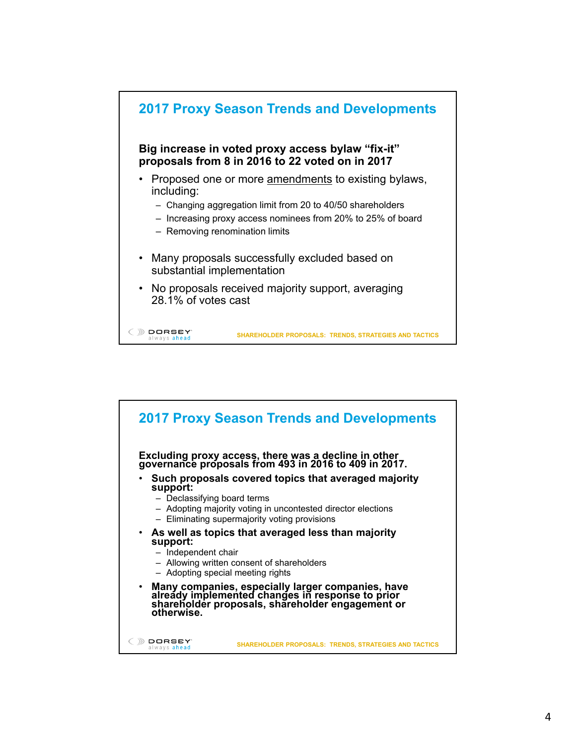## 2017 Proxy Season Trends and Developments

**Big increase in voted proxy access bylaw "fix-it" proposals from 8 in 2016 to 22 voted on in 2017**

- Proposed one or more amendments to existing bylaws, including:
  - Changing aggregation limit from 20 to 40/50 shareholders
  - Increasing proxy access nominees from 20% to 25% of board
  - Removing renomination limits
- Many proposals successfully excluded based on substantial implementation
- No proposals received majority support, averaging 28.1% of votes cast

## 2017 Proxy Season Trends and Developments

**Excluding proxy access, there was a decline in other governance proposals from 493 in 2016 to 409 in 2017.**

- **Such proposals covered topics that averaged majority support:**
  - Declassifying board terms
  - Adopting majority voting in uncontested director elections
  - Eliminating supermajority voting provisions
- **As well as topics that averaged less than majority support:**
  - Independent chair
  - Allowing written consent of shareholders
  - Adopting special meeting rights
- **Many companies, especially larger companies, have already implemented changes in response to prior shareholder proposals, shareholder engagement or otherwise.**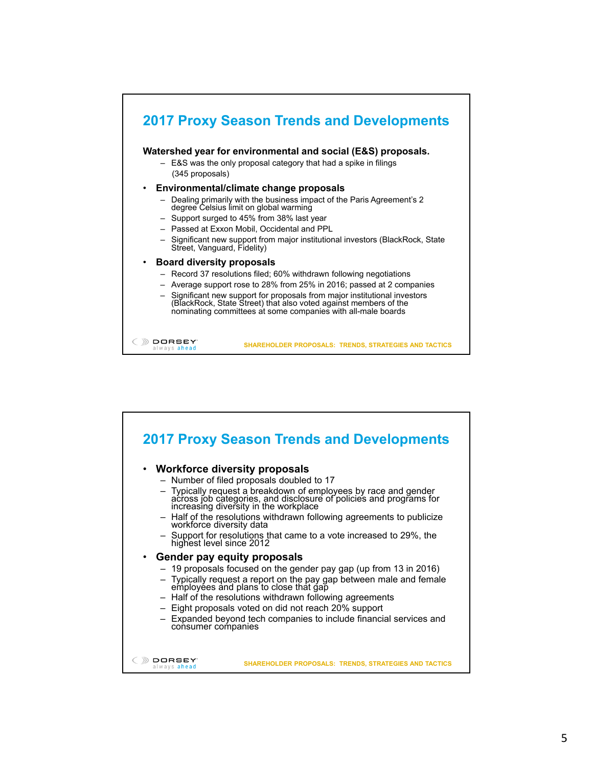## 2017 Proxy Season Trends and Developments

**Watershed year for environmental and social (E&S) proposals.**

- E&S was the only proposal category that had a spike in filings (345 proposals)

- **Environmental/climate change proposals**
  - Dealing primarily with the business impact of the Paris Agreement's 2 degree Celsius limit on global warming
  - Support surged to 45% from 38% last year
  - Passed at Exxon Mobil, Occidental and PPL
  - Significant new support from major institutional investors (BlackRock, State Street, Vanguard, Fidelity)
- **Board diversity proposals**
  - Record 37 resolutions filed; 60% withdrawn following negotiations
  - Average support rose to 28% from 25% in 2016; passed at 2 companies
  - Significant new support for proposals from major institutional investors (BlackRock, State Street) that also voted against members of the nominating committees at some companies with all-male boards

SHAREHOLDER PROPOSALS: TRENDS, STRATEGIES AND TACTICS

## 2017 Proxy Season Trends and Developments

- **Workforce diversity proposals**
  - Number of filed proposals doubled to 17
  - Typically request a breakdown of employees by race and gender across job categories, and disclosure of policies and programs for increasing diversity in the workplace
  - Half of the resolutions withdrawn following agreements to publicize workforce diversity data
  - Support for resolutions that came to a vote increased to 29%, the highest level since 2012
- **Gender pay equity proposals**
  - 19 proposals focused on the gender pay gap (up from 13 in 2016)
  - Typically request a report on the pay gap between male and female employees and plans to close that gap
  - Half of the resolutions withdrawn following agreements
  - Eight proposals voted on did not reach 20% support
  - Expanded beyond tech companies to include financial services and consumer companies

SHAREHOLDER PROPOSALS: TRENDS, STRATEGIES AND TACTICS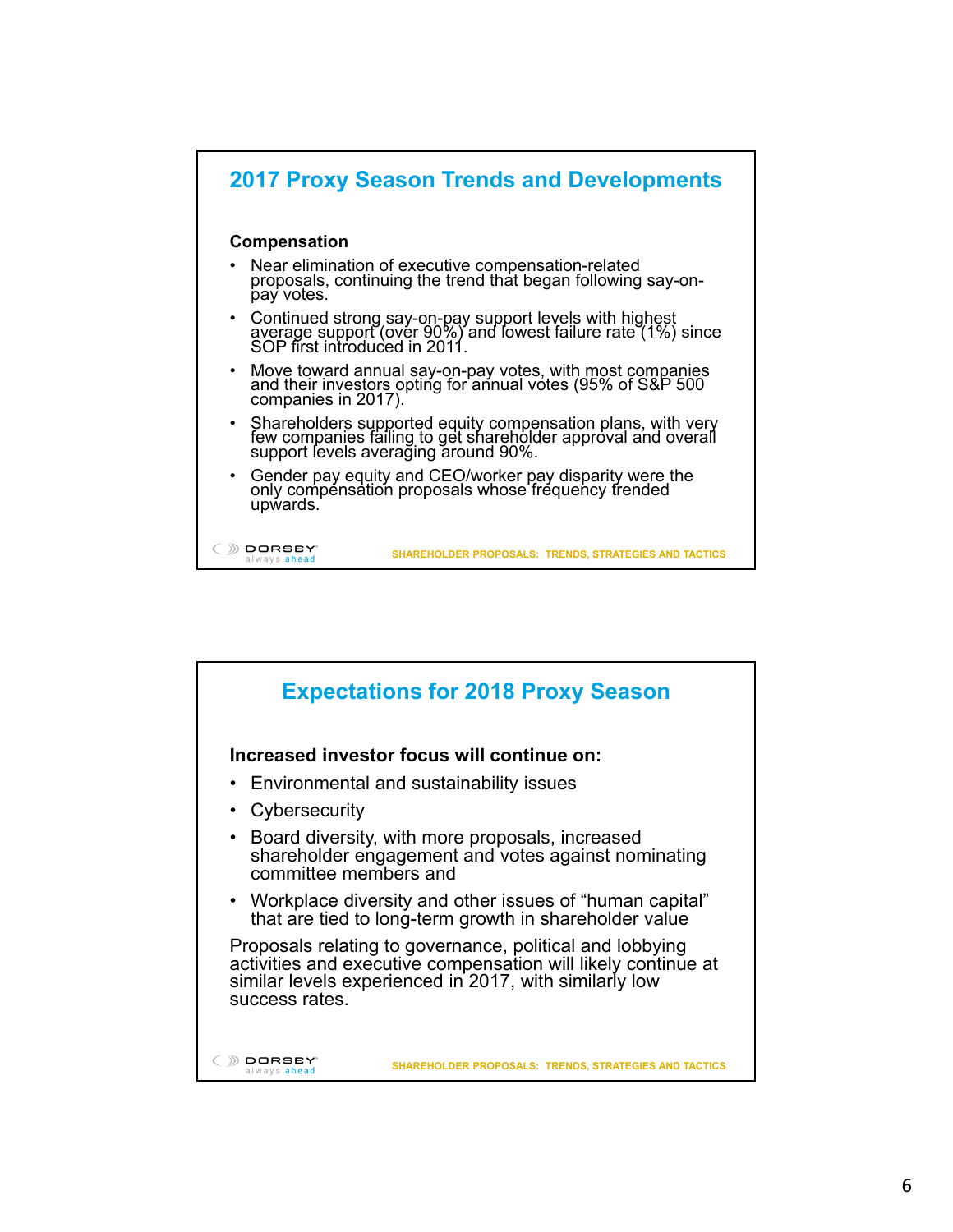## 2017 Proxy Season Trends and Developments

**Compensation**

- Near elimination of executive compensation-related proposals, continuing the trend that began following say-on-pay votes.
- Continued strong say-on-pay support levels with highest average support (over 90%) and lowest failure rate (1%) since SOP first introduced in 2011.
- Move toward annual say-on-pay votes, with most companies and their investors opting for annual votes (95% of S&P 500 companies in 2017).
- Shareholders supported equity compensation plans, with very few companies failing to get shareholder approval and overall support levels averaging around 90%.
- Gender pay equity and CEO/worker pay disparity were the only compensation proposals whose frequency trended upwards.

## Expectations for 2018 Proxy Season

**Increased investor focus will continue on:**

- Environmental and sustainability issues
- Cybersecurity
- Board diversity, with more proposals, increased shareholder engagement and votes against nominating committee members and
- Workplace diversity and other issues of "human capital" that are tied to long-term growth in shareholder value

Proposals relating to governance, political and lobbying activities and executive compensation will likely continue at similar levels experienced in 2017, with similarly low success rates.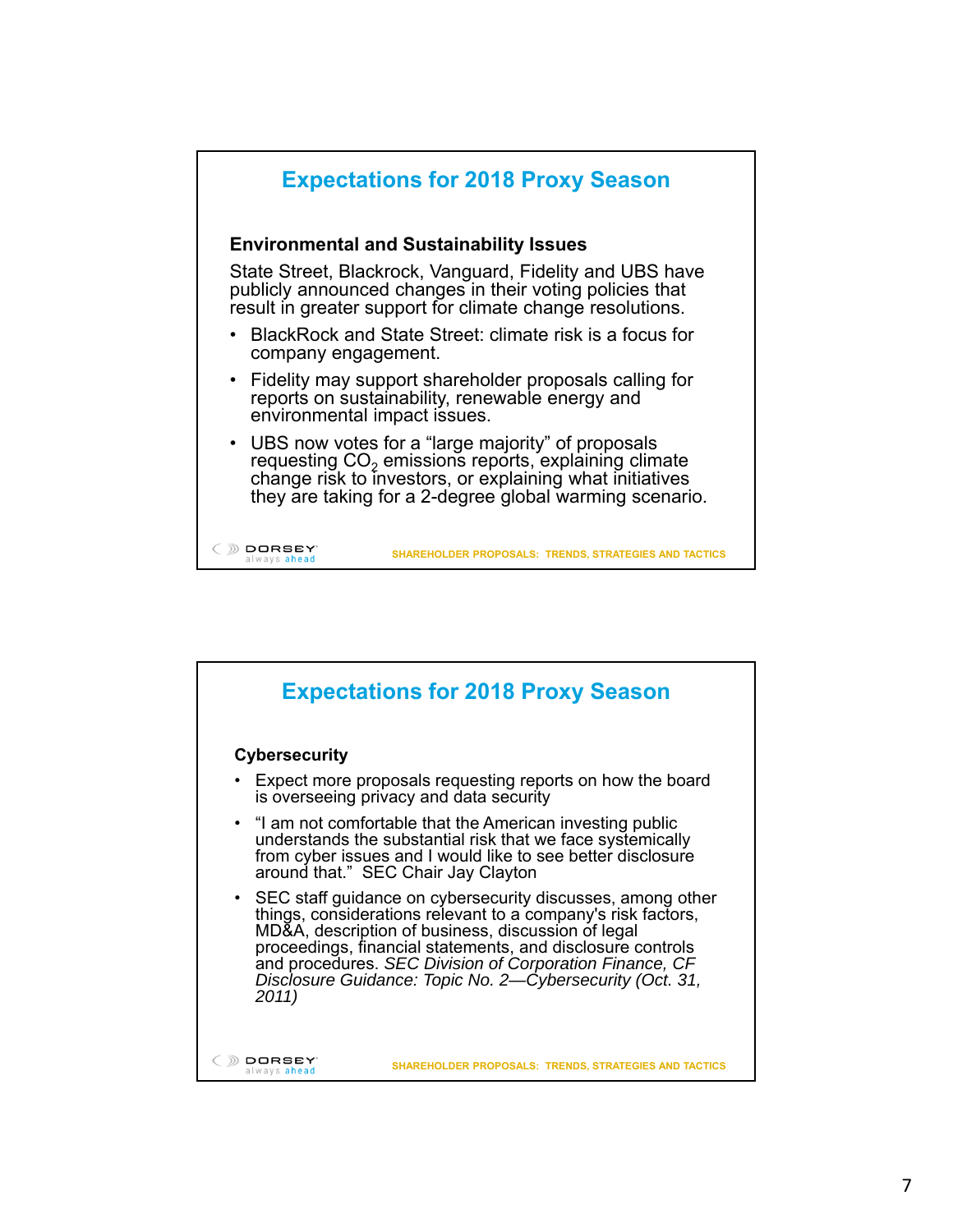## Expectations for 2018 Proxy Season

**Environmental and Sustainability Issues**

State Street, Blackrock, Vanguard, Fidelity and UBS have publicly announced changes in their voting policies that result in greater support for climate change resolutions.

- BlackRock and State Street: climate risk is a focus for company engagement.
- Fidelity may support shareholder proposals calling for reports on sustainability, renewable energy and environmental impact issues.
- UBS now votes for a "large majority" of proposals requesting $CO_2$ emissions reports, explaining climate change risk to investors, or explaining what initiatives they are taking for a 2-degree global warming scenario.

## Expectations for 2018 Proxy Season

**Cybersecurity**

- Expect more proposals requesting reports on how the board is overseeing privacy and data security
- "I am not comfortable that the American investing public understands the substantial risk that we face systemically from cyber issues and I would like to see better disclosure around that." SEC Chair Jay Clayton
- SEC staff guidance on cybersecurity discusses, among other things, considerations relevant to a company's risk factors, MD&A, description of business, discussion of legal proceedings, financial statements, and disclosure controls and procedures. *SEC Division of Corporation Finance, CF Disclosure Guidance: Topic No. 2—Cybersecurity (Oct. 31, 2011)*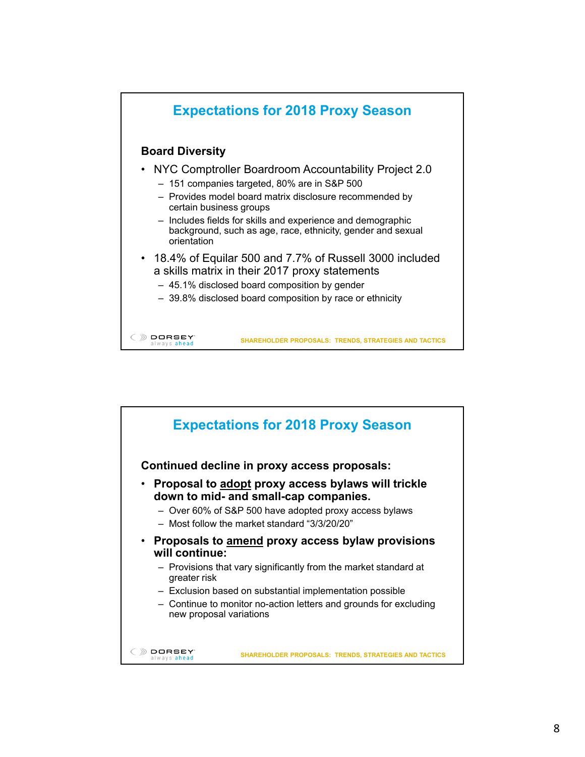## Expectations for 2018 Proxy Season

**Board Diversity**

- NYC Comptroller Boardroom Accountability Project 2.0
  - 151 companies targeted, 80% are in S&P 500
  - Provides model board matrix disclosure recommended by certain business groups
  - Includes fields for skills and experience and demographic background, such as age, race, ethnicity, gender and sexual orientation
- 18.4% of Equilar 500 and 7.7% of Russell 3000 included a skills matrix in their 2017 proxy statements
  - 45.1% disclosed board composition by gender
  - 39.8% disclosed board composition by race or ethnicity

## Expectations for 2018 Proxy Season

**Continued decline in proxy access proposals:**

- **Proposal to <u>adopt</u> proxy access bylaws will trickle down to mid- and small-cap companies.**
  - Over 60% of S&P 500 have adopted proxy access bylaws
  - Most follow the market standard "3/3/20/20"
- **Proposals to <u>amend</u> proxy access bylaw provisions will continue:**
  - Provisions that vary significantly from the market standard at greater risk
  - Exclusion based on substantial implementation possible
  - Continue to monitor no-action letters and grounds for excluding new proposal variations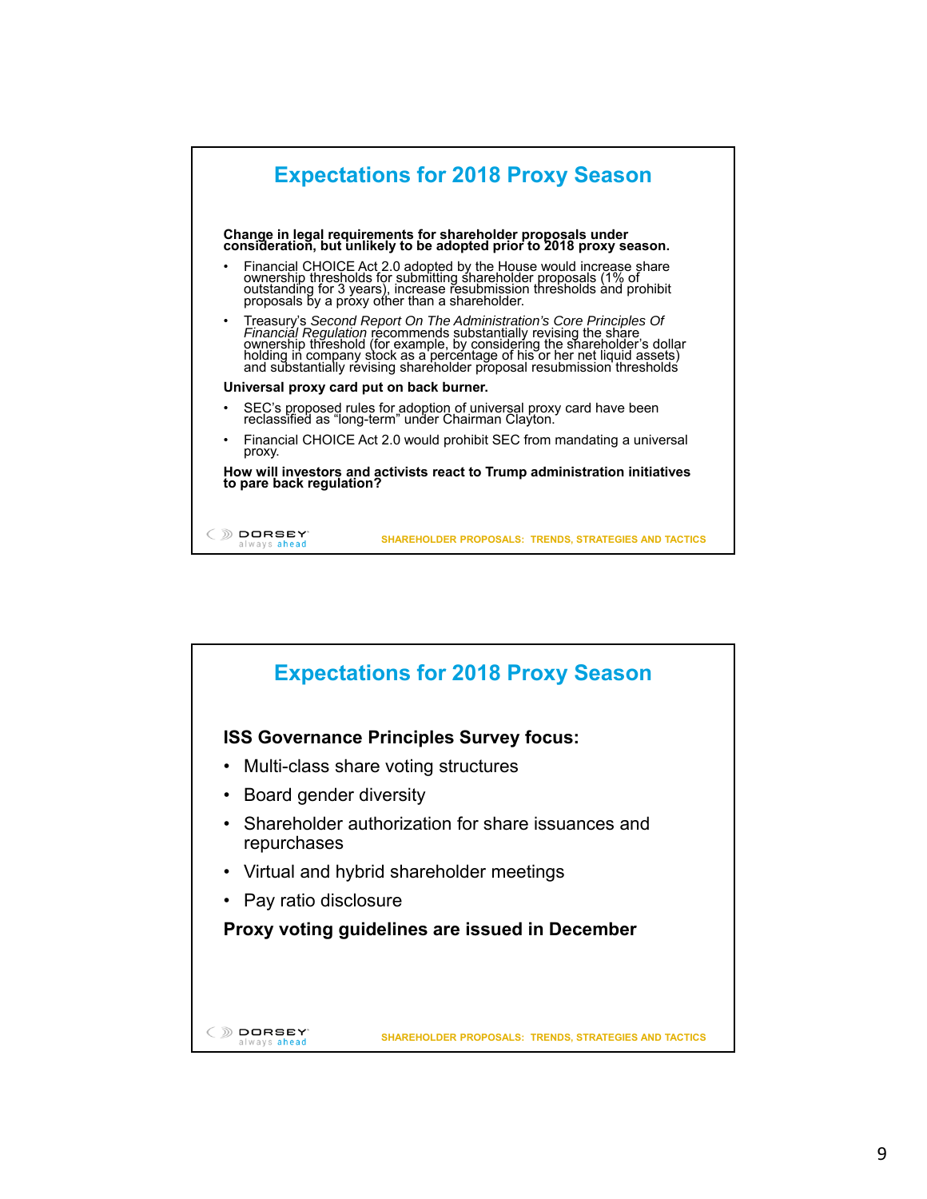## Expectations for 2018 Proxy Season

**Change in legal requirements for shareholder proposals under consideration, but unlikely to be adopted prior to 2018 proxy season.**

- Financial CHOICE Act 2.0 adopted by the House would increase share ownership thresholds for submitting shareholder proposals (1% of outstanding for 3 years), increase resubmission thresholds and prohibit proposals by a proxy other than a shareholder.
- Treasury's *Second Report On The Administration's Core Principles Of Financial Regulation* recommends substantially revising the share ownership threshold (for example, by considering the shareholder's dollar holding in company stock as a percentage of his or her net liquid assets) and substantially revising shareholder proposal resubmission thresholds

**Universal proxy card put on back burner.**

- SEC's proposed rules for adoption of universal proxy card have been reclassified as "long-term" under Chairman Clayton.
- Financial CHOICE Act 2.0 would prohibit SEC from mandating a universal proxy.

**How will investors and activists react to Trump administration initiatives to pare back regulation?**

## Expectations for 2018 Proxy Season

**ISS Governance Principles Survey focus:**

- Multi-class share voting structures
- Board gender diversity
- Shareholder authorization for share issuances and repurchases
- Virtual and hybrid shareholder meetings
- Pay ratio disclosure

**Proxy voting guidelines are issued in December**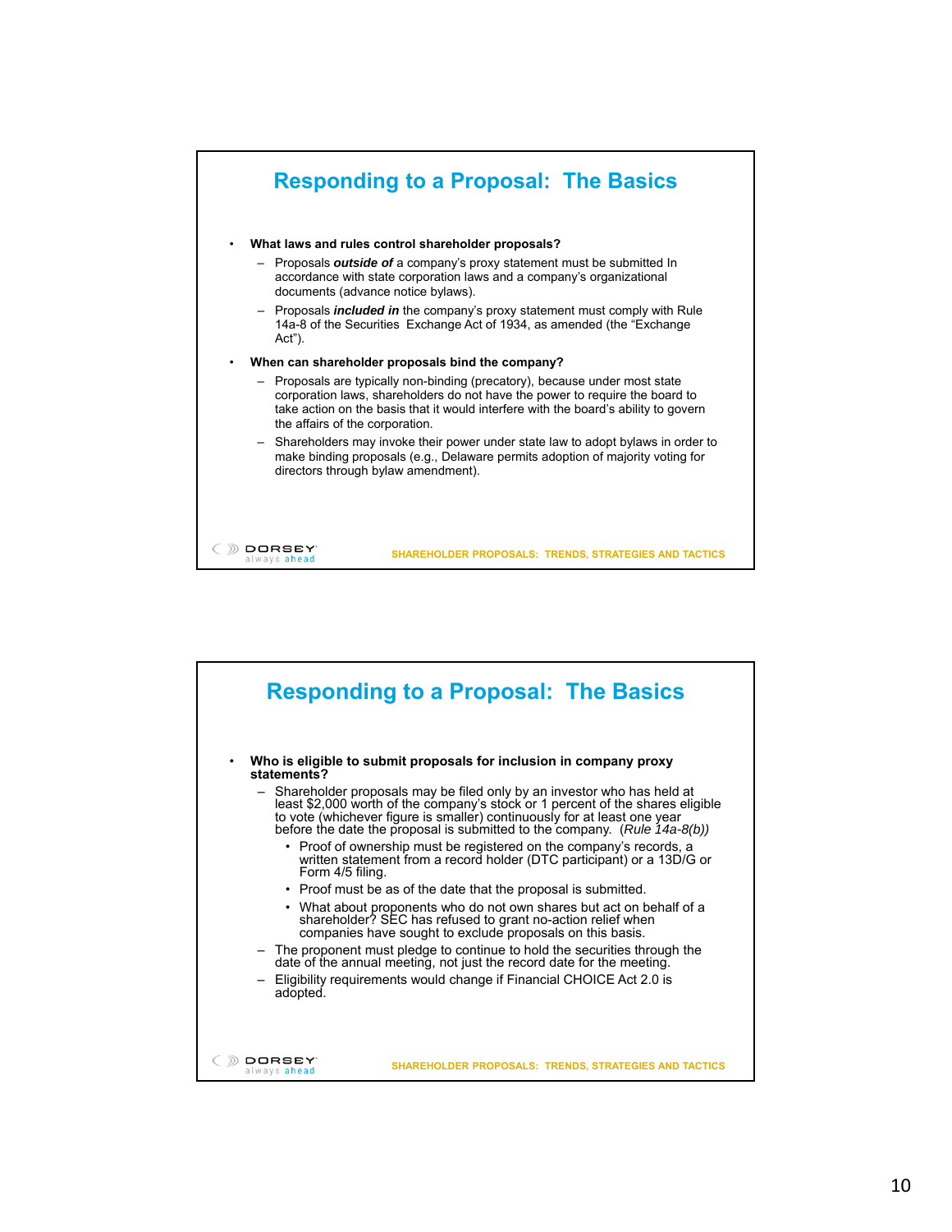## Responding to a Proposal: The Basics

- **What laws and rules control shareholder proposals?**
  - Proposals ***outside of*** a company's proxy statement must be submitted In accordance with state corporation laws and a company's organizational documents (advance notice bylaws).
  - Proposals ***included in*** the company's proxy statement must comply with Rule 14a-8 of the Securities Exchange Act of 1934, as amended (the "Exchange Act").
- **When can shareholder proposals bind the company?**
  - Proposals are typically non-binding (precatory), because under most state corporation laws, shareholders do not have the power to require the board to take action on the basis that it would interfere with the board's ability to govern the affairs of the corporation.
  - Shareholders may invoke their power under state law to adopt bylaws in order to make binding proposals (e.g., Delaware permits adoption of majority voting for directors through bylaw amendment).

## Responding to a Proposal: The Basics

- **Who is eligible to submit proposals for inclusion in company proxy statements?**
  - Shareholder proposals may be filed only by an investor who has held at least $2,000 worth of the company's stock or 1 percent of the shares eligible to vote (whichever figure is smaller) continuously for at least one year before the date the proposal is submitted to the company. *(Rule 14a-8(b))*
    - Proof of ownership must be registered on the company's records, a written statement from a record holder (DTC participant) or a 13D/G or Form 4/5 filing.
    - Proof must be as of the date that the proposal is submitted.
    - What about proponents who do not own shares but act on behalf of a shareholder? SEC has refused to grant no-action relief when companies have sought to exclude proposals on this basis.
  - The proponent must pledge to continue to hold the securities through the date of the annual meeting, not just the record date for the meeting.
  - Eligibility requirements would change if Financial CHOICE Act 2.0 is adopted.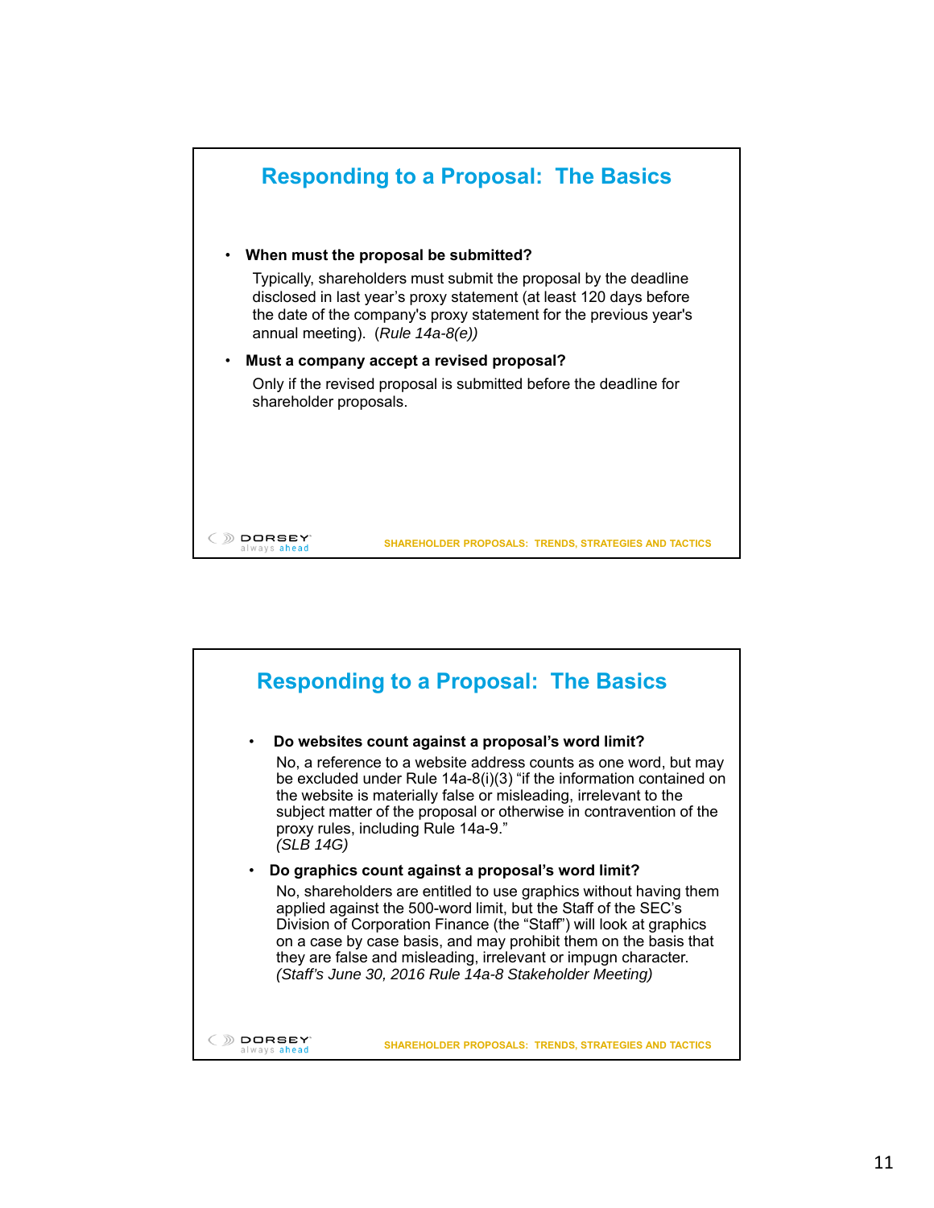## Responding to a Proposal: The Basics

- **When must the proposal be submitted?**

  Typically, shareholders must submit the proposal by the deadline disclosed in last year's proxy statement (at least 120 days before the date of the company's proxy statement for the previous year's annual meeting). *(Rule 14a-8(e))*

- **Must a company accept a revised proposal?**

  Only if the revised proposal is submitted before the deadline for shareholder proposals.

## Responding to a Proposal: The Basics

- **Do websites count against a proposal's word limit?**

  No, a reference to a website address counts as one word, but may be excluded under Rule 14a-8(i)(3) "if the information contained on the website is materially false or misleading, irrelevant to the subject matter of the proposal or otherwise in contravention of the proxy rules, including Rule 14a-9."
  *(SLB 14G)*

- **Do graphics count against a proposal's word limit?**

  No, shareholders are entitled to use graphics without having them applied against the 500-word limit, but the Staff of the SEC's Division of Corporation Finance (the "Staff") will look at graphics on a case by case basis, and may prohibit them on the basis that they are false and misleading, irrelevant or impugn character.
  *(Staff's June 30, 2016 Rule 14a-8 Stakeholder Meeting)*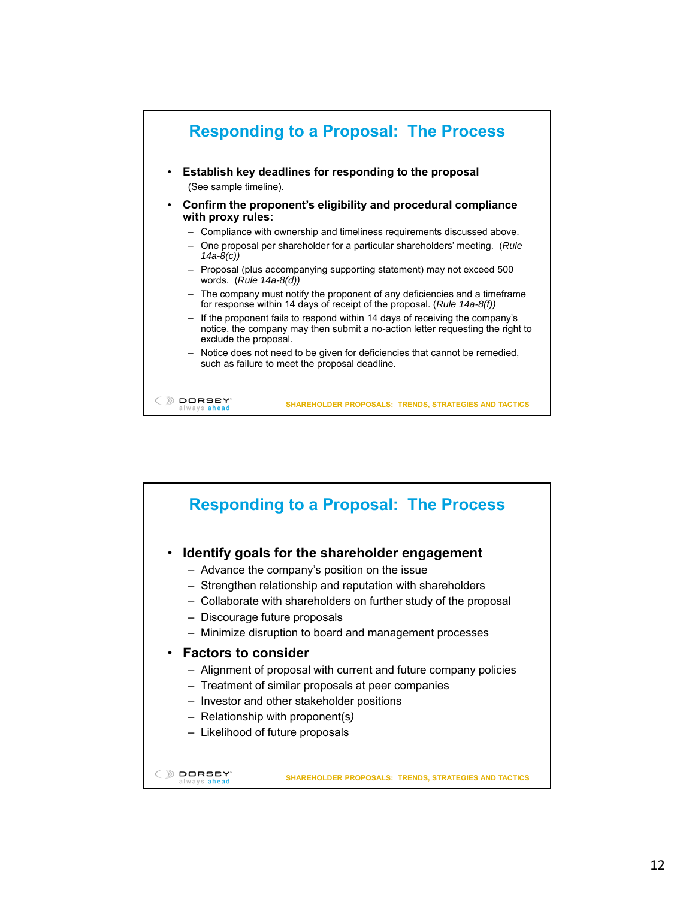## Responding to a Proposal: The Process

- **Establish key deadlines for responding to the proposal**
  (See sample timeline).
- **Confirm the proponent's eligibility and procedural compliance with proxy rules:**
  - Compliance with ownership and timeliness requirements discussed above.
  - One proposal per shareholder for a particular shareholders' meeting. (*Rule 14a-8(c)*)
  - Proposal (plus accompanying supporting statement) may not exceed 500 words. (*Rule 14a-8(d)*)
  - The company must notify the proponent of any deficiencies and a timeframe for response within 14 days of receipt of the proposal. (*Rule 14a-8(f)*)
  - If the proponent fails to respond within 14 days of receiving the company's notice, the company may then submit a no-action letter requesting the right to exclude the proposal.
  - Notice does not need to be given for deficiencies that cannot be remedied, such as failure to meet the proposal deadline.

## Responding to a Proposal: The Process

- **Identify goals for the shareholder engagement**
  - Advance the company's position on the issue
  - Strengthen relationship and reputation with shareholders
  - Collaborate with shareholders on further study of the proposal
  - Discourage future proposals
  - Minimize disruption to board and management processes
- **Factors to consider**
  - Alignment of proposal with current and future company policies
  - Treatment of similar proposals at peer companies
  - Investor and other stakeholder positions
  - Relationship with proponent(s)
  - Likelihood of future proposals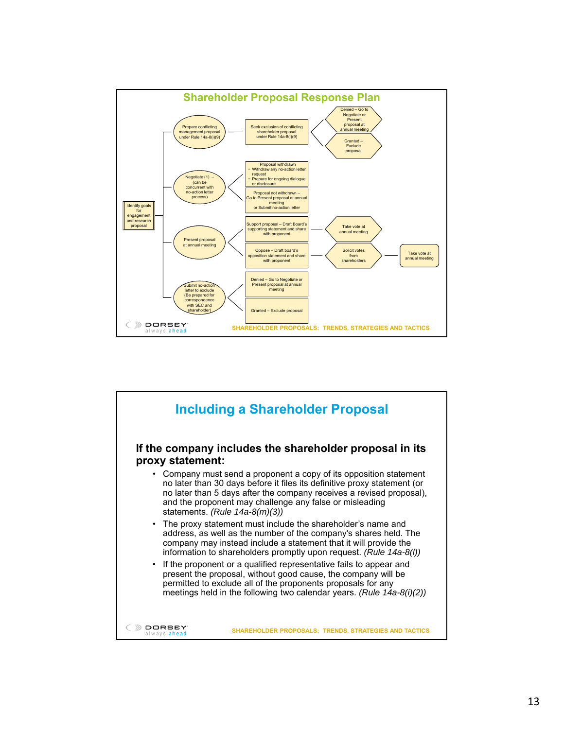## Shareholder Proposal Response Plan

- Identify goals for engagement and research proposal
  - Prepare conflicting management proposal under Rule 14a-8(i)(9)
    - Seek exclusion of conflicting shareholder proposal under Rule 14a-8(i)(9)
      - Denied – Go to Negotiate or Present proposal at annual meeting
      - Granted – Exclude proposal
  - Negotiate (1) – (can be concurrent with no-action letter process)
    - Proposal withdrawn
      - Withdraw any no-action letter request
      - Prepare for ongoing dialogue or disclosure
    - Proposal not withdrawn – Go to Present proposal at annual meeting or Submit no-action letter
  - Present proposal at annual meeting
    - Support proposal – Draft Board's supporting statement and share with proponent
      - Take vote at annual meeting
    - Oppose – Draft board's opposition statement and share with proponent
      - Solicit votes from shareholders
        - Take vote at annual meeting
  - Submit no-action letter to exclude (Be prepared for correspondence with SEC and shareholder)
    - Denied – Go to Negotiate or Present proposal at annual meeting
    - Granted – Exclude proposal

## Including a Shareholder Proposal

**If the company includes the shareholder proposal in its proxy statement:**

- Company must send a proponent a copy of its opposition statement no later than 30 days before it files its definitive proxy statement (or no later than 5 days after the company receives a revised proposal), and the proponent may challenge any false or misleading statements. *(Rule 14a-8(m)(3))*
- The proxy statement must include the shareholder's name and address, as well as the number of the company's shares held. The company may instead include a statement that it will provide the information to shareholders promptly upon request. *(Rule 14a-8(l))*
- If the proponent or a qualified representative fails to appear and present the proposal, without good cause, the company will be permitted to exclude all of the proponents proposals for any meetings held in the following two calendar years. *(Rule 14a-8(i)(2))*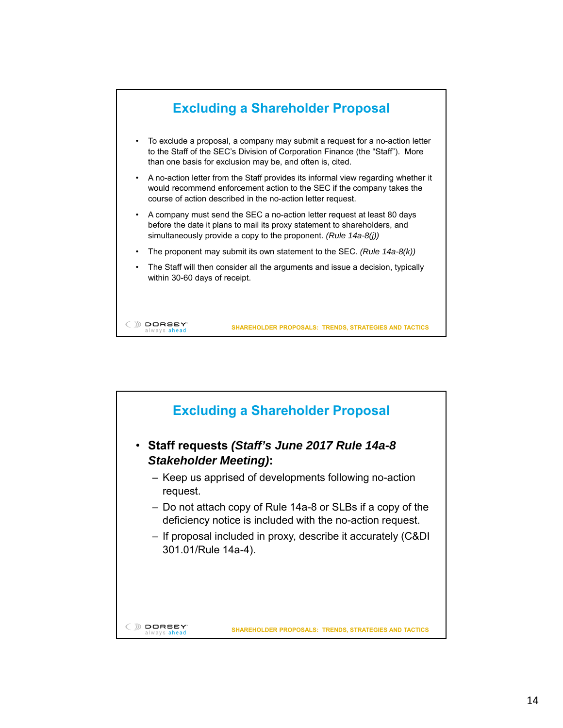## Excluding a Shareholder Proposal

- To exclude a proposal, a company may submit a request for a no-action letter to the Staff of the SEC's Division of Corporation Finance (the "Staff"). More than one basis for exclusion may be, and often is, cited.
- A no-action letter from the Staff provides its informal view regarding whether it would recommend enforcement action to the SEC if the company takes the course of action described in the no-action letter request.
- A company must send the SEC a no-action letter request at least 80 days before the date it plans to mail its proxy statement to shareholders, and simultaneously provide a copy to the proponent. *(Rule 14a-8(j))*
- The proponent may submit its own statement to the SEC. *(Rule 14a-8(k))*
- The Staff will then consider all the arguments and issue a decision, typically within 30-60 days of receipt.

## Excluding a Shareholder Proposal

- **Staff requests *(Staff's June 2017 Rule 14a-8 Stakeholder Meeting)*:**
  - Keep us apprised of developments following no-action request.
  - Do not attach copy of Rule 14a-8 or SLBs if a copy of the deficiency notice is included with the no-action request.
  - If proposal included in proxy, describe it accurately (C&DI 301.01/Rule 14a-4).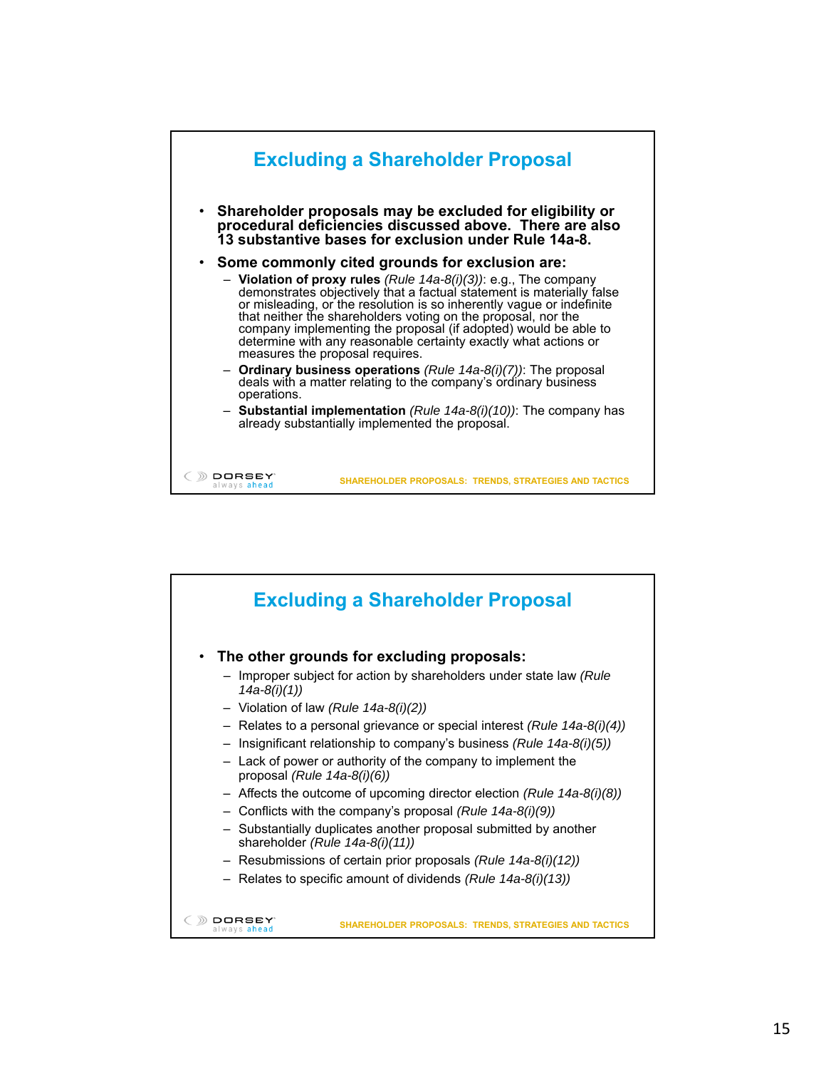## Excluding a Shareholder Proposal

- **Shareholder proposals may be excluded for eligibility or procedural deficiencies discussed above. There are also 13 substantive bases for exclusion under Rule 14a-8.**
- **Some commonly cited grounds for exclusion are:**
  - **Violation of proxy rules** *(Rule 14a-8(i)(3))*: e.g., The company demonstrates objectively that a factual statement is materially false or misleading, or the resolution is so inherently vague or indefinite that neither the shareholders voting on the proposal, nor the company implementing the proposal (if adopted) would be able to determine with any reasonable certainty exactly what actions or measures the proposal requires.
  - **Ordinary business operations** *(Rule 14a-8(i)(7))*: The proposal deals with a matter relating to the company's ordinary business operations.
  - **Substantial implementation** *(Rule 14a-8(i)(10))*: The company has already substantially implemented the proposal.

## Excluding a Shareholder Proposal

- **The other grounds for excluding proposals:**
  - Improper subject for action by shareholders under state law *(Rule 14a-8(i)(1))*
  - Violation of law *(Rule 14a-8(i)(2))*
  - Relates to a personal grievance or special interest *(Rule 14a-8(i)(4))*
  - Insignificant relationship to company's business *(Rule 14a-8(i)(5))*
  - Lack of power or authority of the company to implement the proposal *(Rule 14a-8(i)(6))*
  - Affects the outcome of upcoming director election *(Rule 14a-8(i)(8))*
  - Conflicts with the company's proposal *(Rule 14a-8(i)(9))*
  - Substantially duplicates another proposal submitted by another shareholder *(Rule 14a-8(i)(11))*
  - Resubmissions of certain prior proposals *(Rule 14a-8(i)(12))*
  - Relates to specific amount of dividends *(Rule 14a-8(i)(13))*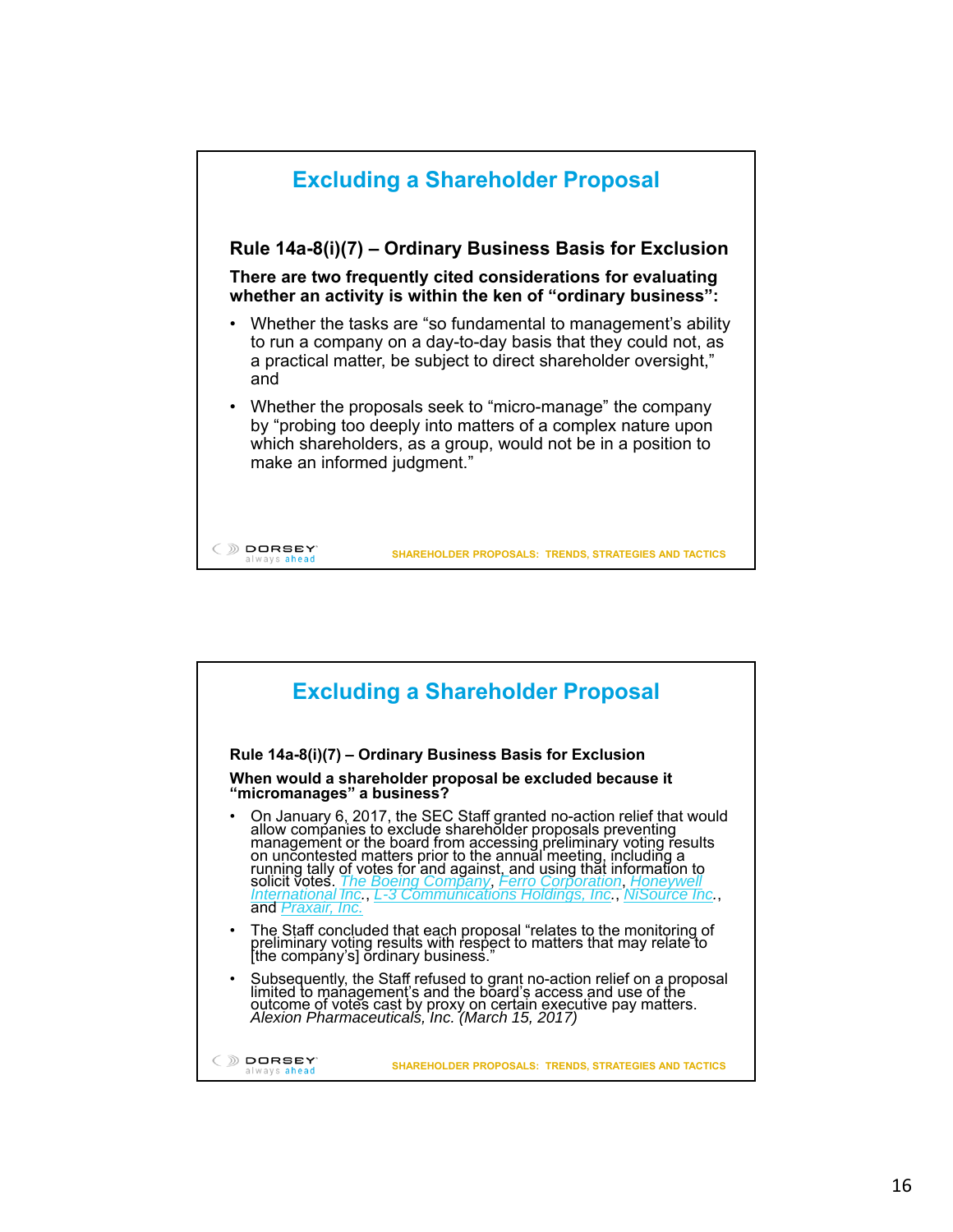## Excluding a Shareholder Proposal

### Rule 14a-8(i)(7) – Ordinary Business Basis for Exclusion

**There are two frequently cited considerations for evaluating whether an activity is within the ken of "ordinary business":**

- Whether the tasks are "so fundamental to management's ability to run a company on a day-to-day basis that they could not, as a practical matter, be subject to direct shareholder oversight," and
- Whether the proposals seek to "micro-manage" the company by "probing too deeply into matters of a complex nature upon which shareholders, as a group, would not be in a position to make an informed judgment."

## Excluding a Shareholder Proposal

### Rule 14a-8(i)(7) – Ordinary Business Basis for Exclusion

**When would a shareholder proposal be excluded because it "micromanages" a business?**

- On January 6, 2017, the SEC Staff granted no-action relief that would allow companies to exclude shareholder proposals preventing management or the board from accessing preliminary voting results on uncontested matters prior to the annual meeting, including a running tally of votes for and against, and using that information to solicit votes. *The Boeing Company*, *Ferro Corporation*, *Honeywell International Inc*., *L-3 Communications Holdings, Inc*., *NiSource Inc*., and *Praxair, Inc.*
- The Staff concluded that each proposal "relates to the monitoring of preliminary voting results with respect to matters that may relate to [the company's] ordinary business."
- Subsequently, the Staff refused to grant no-action relief on a proposal limited to management's and the board's access and use of the outcome of votes cast by proxy on certain executive pay matters. *Alexion Pharmaceuticals, Inc. (March 15, 2017)*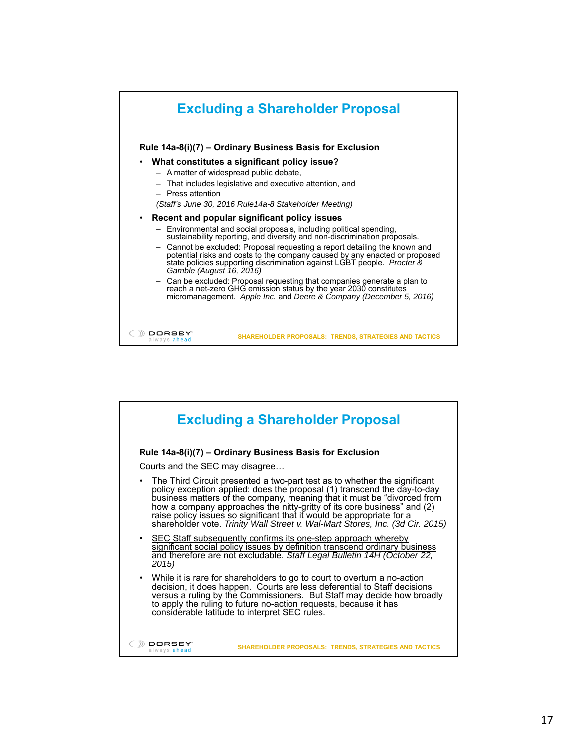## Excluding a Shareholder Proposal

**Rule 14a-8(i)(7) – Ordinary Business Basis for Exclusion**

- **What constitutes a significant policy issue?**
  - A matter of widespread public debate,
  - That includes legislative and executive attention, and
  - Press attention

  *(Staff's June 30, 2016 Rule14a-8 Stakeholder Meeting)*

- **Recent and popular significant policy issues**
  - Environmental and social proposals, including political spending, sustainability reporting, and diversity and non-discrimination proposals.
  - Cannot be excluded: Proposal requesting a report detailing the known and potential risks and costs to the company caused by any enacted or proposed state policies supporting discrimination against LGBT people. *Procter & Gamble (August 16, 2016)*
  - Can be excluded: Proposal requesting that companies generate a plan to reach a net-zero GHG emission status by the year 2030 constitutes micromanagement. *Apple Inc.* and *Deere & Company (December 5, 2016)*

DORSEY always ahead — SHAREHOLDER PROPOSALS: TRENDS, STRATEGIES AND TACTICS

## Excluding a Shareholder Proposal

**Rule 14a-8(i)(7) – Ordinary Business Basis for Exclusion**

Courts and the SEC may disagree…

- The Third Circuit presented a two-part test as to whether the significant policy exception applied: does the proposal (1) transcend the day-to-day business matters of the company, meaning that it must be "divorced from how a company approaches the nitty-gritty of its core business" and (2) raise policy issues so significant that it would be appropriate for a shareholder vote. *Trinity Wall Street v. Wal-Mart Stores, Inc. (3d Cir. 2015)*
- <u>SEC Staff subsequently confirms its one-step approach whereby significant social policy issues by definition transcend ordinary business and therefore are not excludable. *Staff Legal Bulletin 14H (October 22, 2015)*</u>
- While it is rare for shareholders to go to court to overturn a no-action decision, it does happen. Courts are less deferential to Staff decisions versus a ruling by the Commissioners. But Staff may decide how broadly to apply the ruling to future no-action requests, because it has considerable latitude to interpret SEC rules.

DORSEY always ahead — SHAREHOLDER PROPOSALS: TRENDS, STRATEGIES AND TACTICS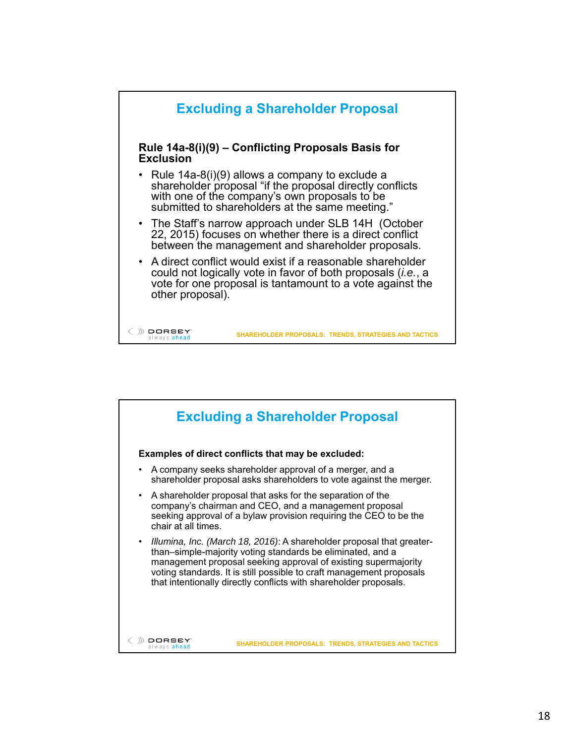## Excluding a Shareholder Proposal

**Rule 14a-8(i)(9) – Conflicting Proposals Basis for Exclusion**

- Rule 14a-8(i)(9) allows a company to exclude a shareholder proposal "if the proposal directly conflicts with one of the company's own proposals to be submitted to shareholders at the same meeting."
- The Staff's narrow approach under SLB 14H (October 22, 2015) focuses on whether there is a direct conflict between the management and shareholder proposals.
- A direct conflict would exist if a reasonable shareholder could not logically vote in favor of both proposals (*i.e.*, a vote for one proposal is tantamount to a vote against the other proposal).

SHAREHOLDER PROPOSALS: TRENDS, STRATEGIES AND TACTICS

## Excluding a Shareholder Proposal

**Examples of direct conflicts that may be excluded:**

- A company seeks shareholder approval of a merger, and a shareholder proposal asks shareholders to vote against the merger.
- A shareholder proposal that asks for the separation of the company's chairman and CEO, and a management proposal seeking approval of a bylaw provision requiring the CEO to be the chair at all times.
- *Illumina, Inc. (March 18, 2016)*: A shareholder proposal that greater-than–simple-majority voting standards be eliminated, and a management proposal seeking approval of existing supermajority voting standards. It is still possible to craft management proposals that intentionally directly conflicts with shareholder proposals.

SHAREHOLDER PROPOSALS: TRENDS, STRATEGIES AND TACTICS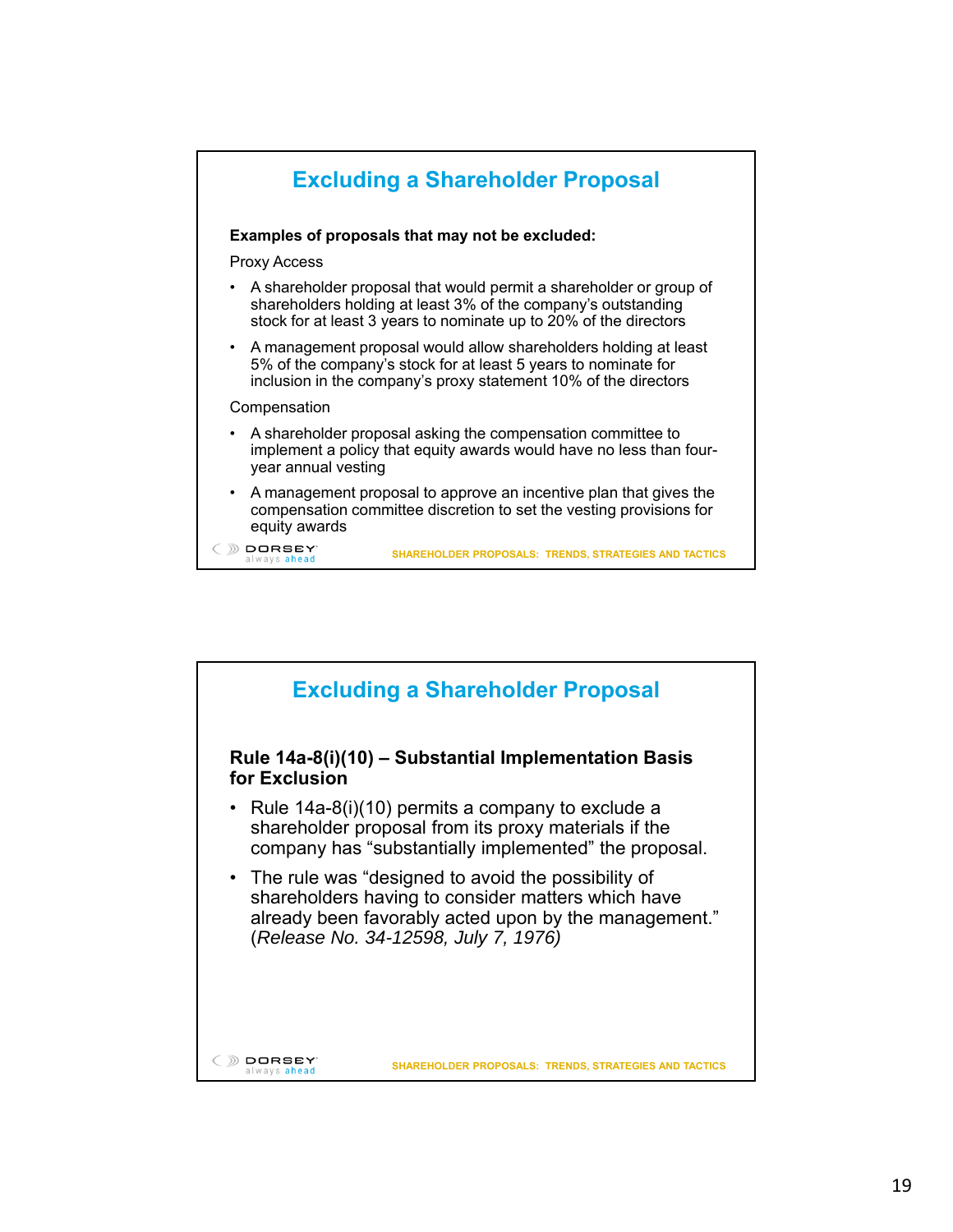## Excluding a Shareholder Proposal

**Examples of proposals that may not be excluded:**

Proxy Access

- A shareholder proposal that would permit a shareholder or group of shareholders holding at least 3% of the company's outstanding stock for at least 3 years to nominate up to 20% of the directors
- A management proposal would allow shareholders holding at least 5% of the company's stock for at least 5 years to nominate for inclusion in the company's proxy statement 10% of the directors

Compensation

- A shareholder proposal asking the compensation committee to implement a policy that equity awards would have no less than four-year annual vesting
- A management proposal to approve an incentive plan that gives the compensation committee discretion to set the vesting provisions for equity awards

## Excluding a Shareholder Proposal

**Rule 14a-8(i)(10) – Substantial Implementation Basis for Exclusion**

- Rule 14a-8(i)(10) permits a company to exclude a shareholder proposal from its proxy materials if the company has "substantially implemented" the proposal.
- The rule was "designed to avoid the possibility of shareholders having to consider matters which have already been favorably acted upon by the management." (*Release No. 34-12598, July 7, 1976)*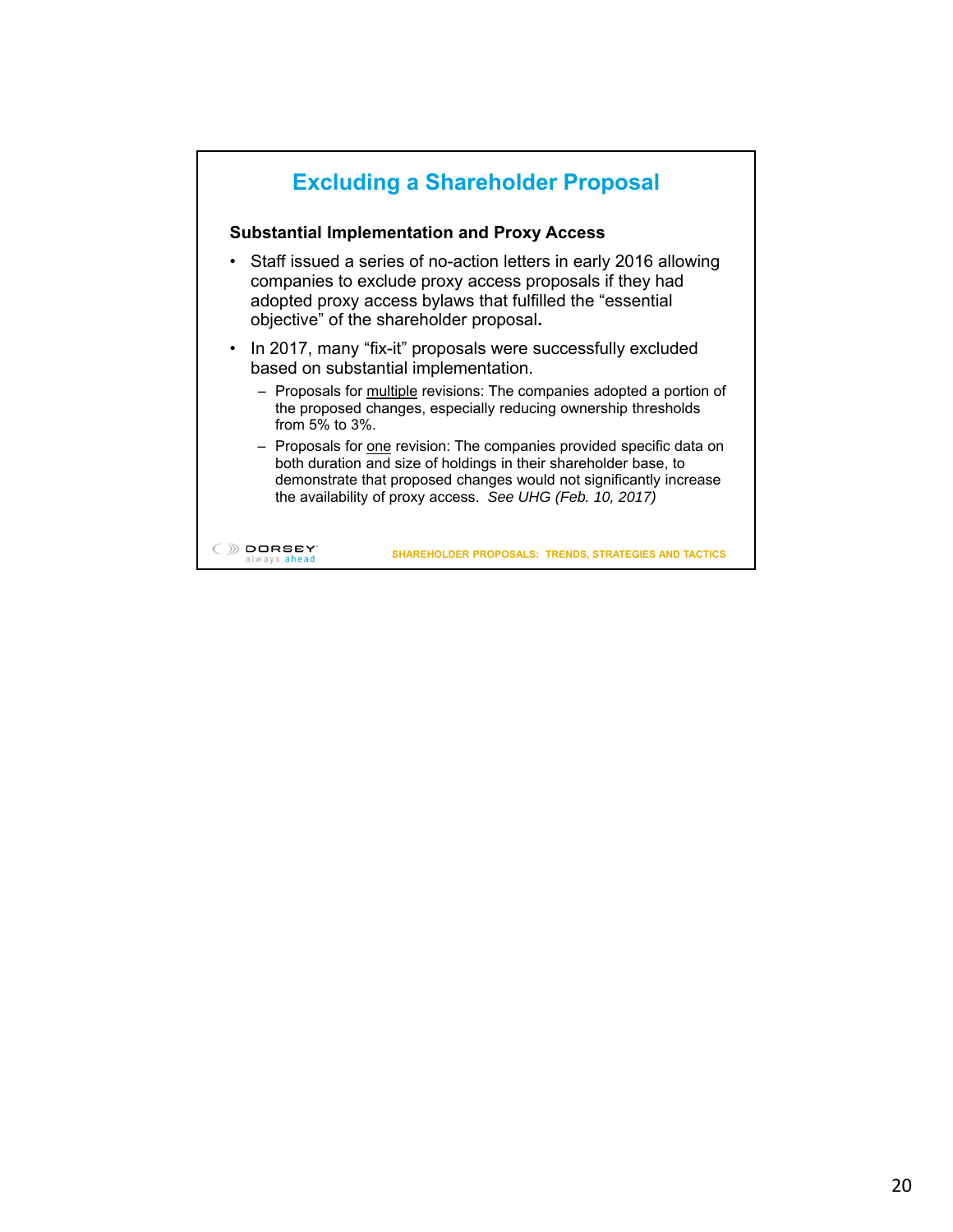# Excluding a Shareholder Proposal

**Substantial Implementation and Proxy Access**

- Staff issued a series of no-action letters in early 2016 allowing companies to exclude proxy access proposals if they had adopted proxy access bylaws that fulfilled the "essential objective" of the shareholder proposal.
- In 2017, many "fix-it" proposals were successfully excluded based on substantial implementation.
  - Proposals for multiple revisions: The companies adopted a portion of the proposed changes, especially reducing ownership thresholds from 5% to 3%.
  - Proposals for one revision: The companies provided specific data on both duration and size of holdings in their shareholder base, to demonstrate that proposed changes would not significantly increase the availability of proxy access. *See UHG (Feb. 10, 2017)*

DORSEY always ahead

SHAREHOLDER PROPOSALS: TRENDS, STRATEGIES AND TACTICS